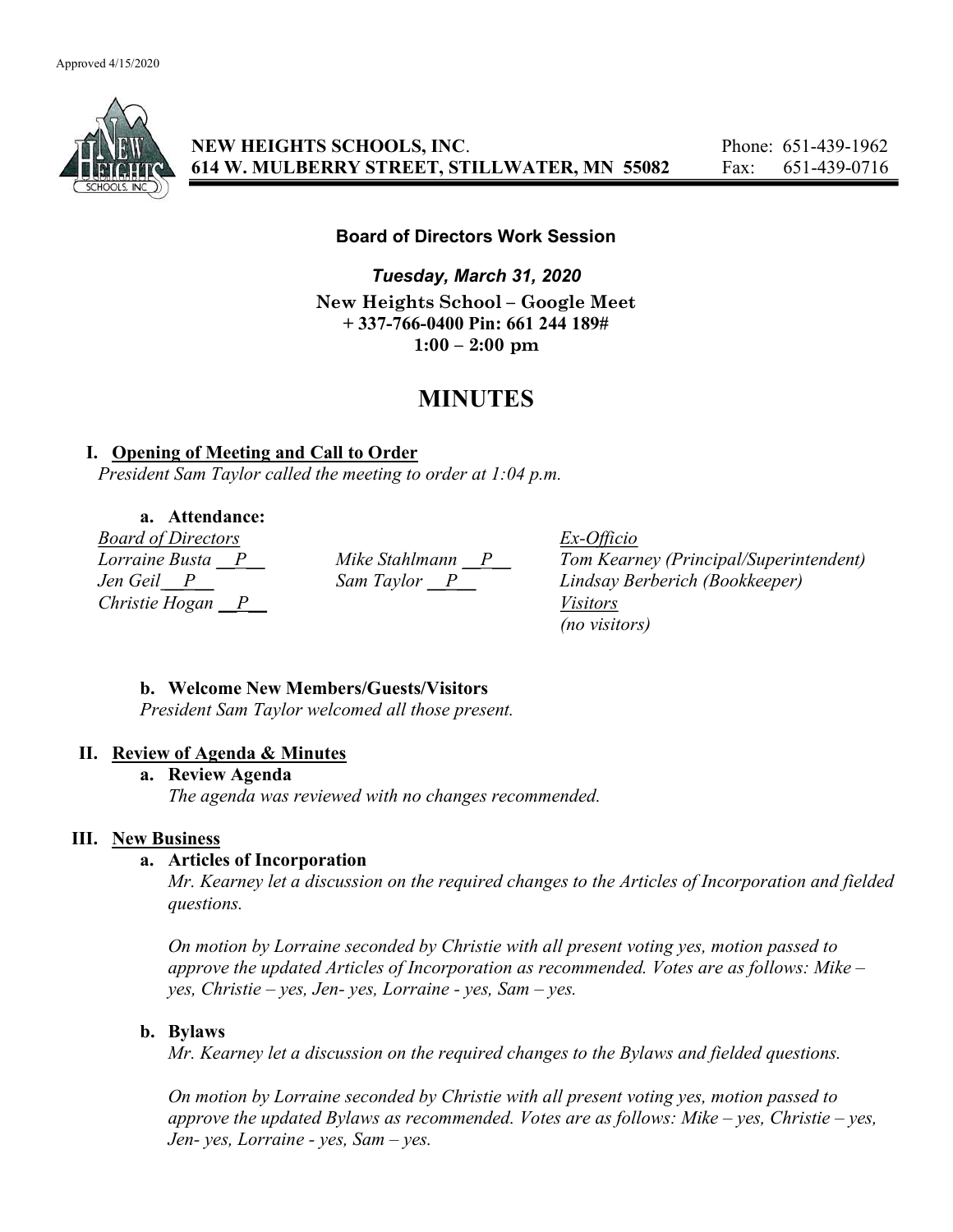Approved 4/15/2020

**NEW HEIGHTS SCHOOLS, INC.**
**614 W. MULBERRY STREET, STILLWATER, MN 55082**

Phone: 651-439-1962
Fax: 651-439-0716

**Board of Directors Work Session**

***Tuesday, March 31, 2020***

**New Heights School – Google Meet**
**+ 337-766-0400 Pin: 661 244 189#**
**1:00 – 2:00 pm**

# MINUTES

## I. Opening of Meeting and Call to Order

*President Sam Taylor called the meeting to order at 1:04 p.m.*

### a. Attendance:

*Board of Directors*
*Lorraine Busta \_\_P\_\_*
*Jen Geil \_\_P\_\_*
*Christie Hogan \_\_P\_\_*
*Mike Stahlmann \_\_P\_\_*
*Sam Taylor \_\_P\_\_*

*Ex-Officio*
*Tom Kearney (Principal/Superintendent)*
*Lindsay Berberich (Bookkeeper)*

*Visitors*
*(no visitors)*

### b. Welcome New Members/Guests/Visitors

*President Sam Taylor welcomed all those present.*

## II. Review of Agenda & Minutes

### a. Review Agenda

*The agenda was reviewed with no changes recommended.*

## III. New Business

### a. Articles of Incorporation

*Mr. Kearney let a discussion on the required changes to the Articles of Incorporation and fielded questions.*

*On motion by Lorraine seconded by Christie with all present voting yes, motion passed to approve the updated Articles of Incorporation as recommended. Votes are as follows: Mike – yes, Christie – yes, Jen- yes, Lorraine - yes, Sam – yes.*

### b. Bylaws

*Mr. Kearney let a discussion on the required changes to the Bylaws and fielded questions.*

*On motion by Lorraine seconded by Christie with all present voting yes, motion passed to approve the updated Bylaws as recommended. Votes are as follows: Mike – yes, Christie – yes, Jen- yes, Lorraine - yes, Sam – yes.*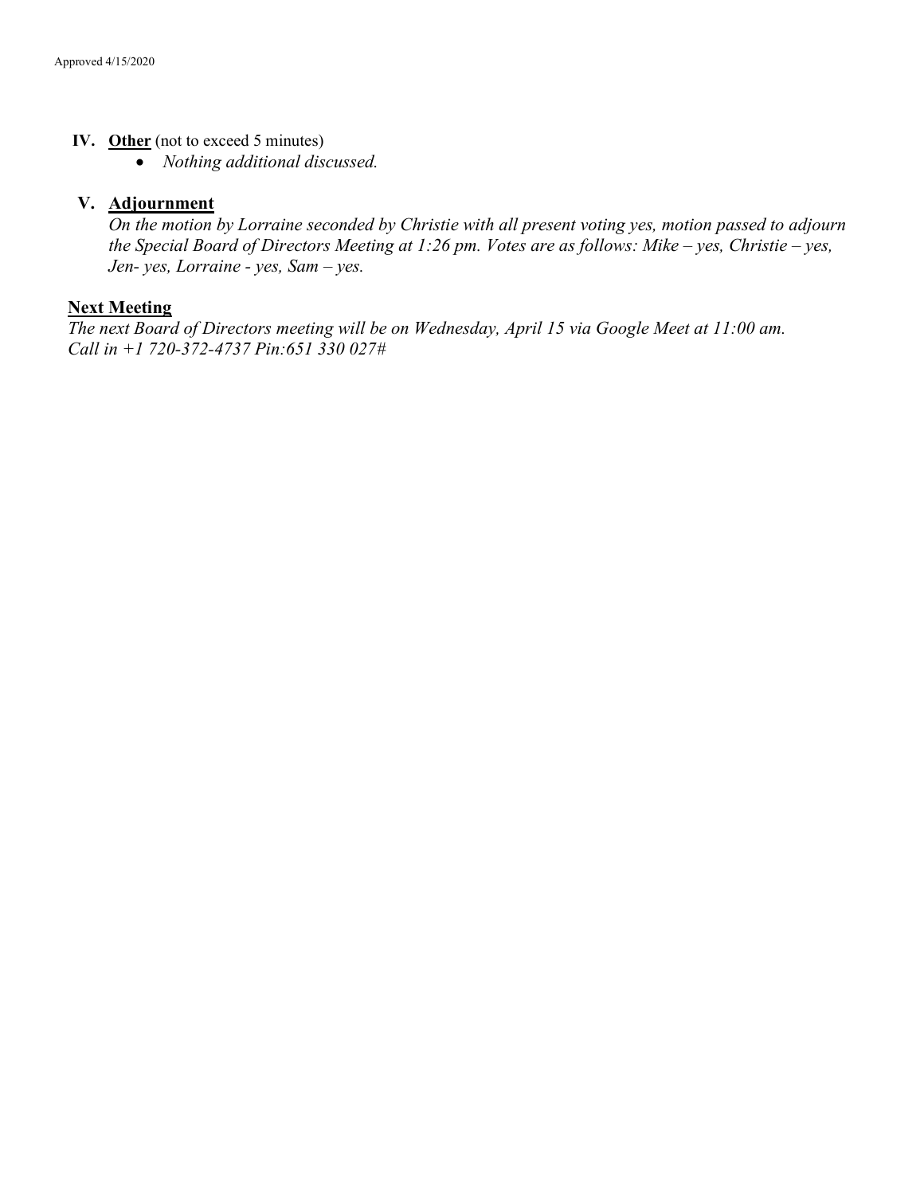Approved 4/15/2020

**IV. Other** (not to exceed 5 minutes)

- *Nothing additional discussed.*

**V. Adjournment**

*On the motion by Lorraine seconded by Christie with all present voting yes, motion passed to adjourn the Special Board of Directors Meeting at 1:26 pm. Votes are as follows: Mike – yes, Christie – yes, Jen- yes, Lorraine - yes, Sam – yes.*

**Next Meeting**

*The next Board of Directors meeting will be on Wednesday, April 15 via Google Meet at 11:00 am. Call in +1 720-372-4737 Pin:651 330 027#*